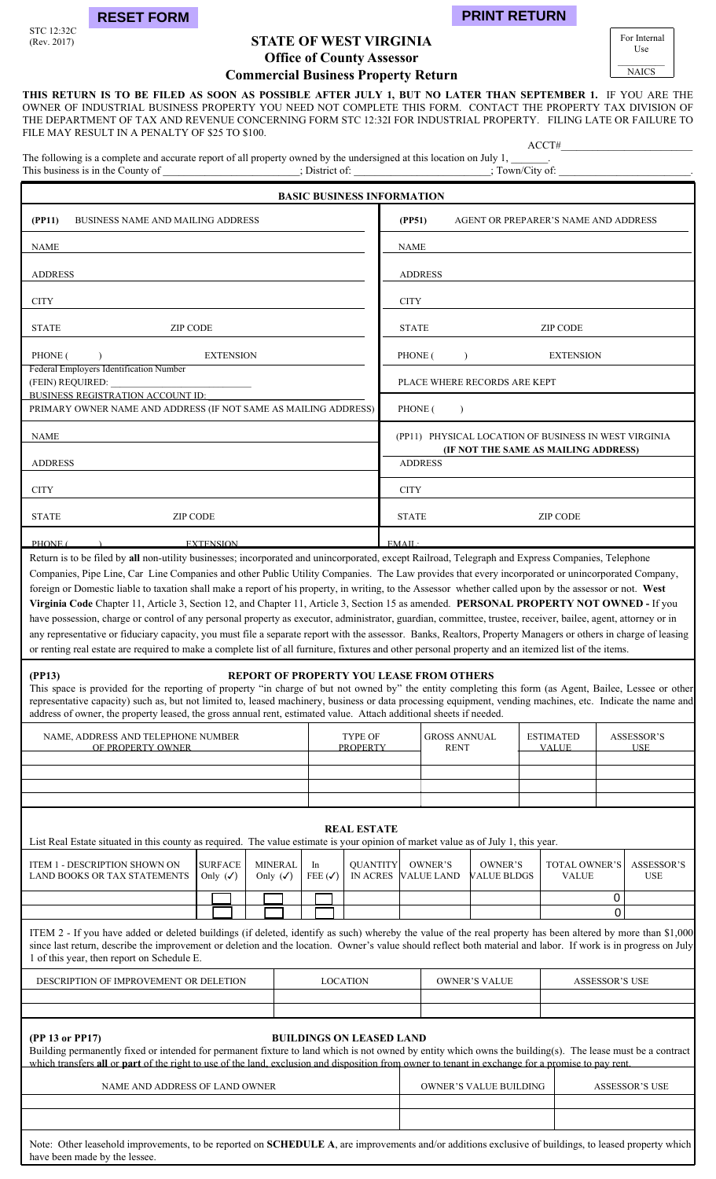RESET FORM

PRINT RETURN

STC 12:32C
(Rev. 2017)

# STATE OF WEST VIRGINIA
## Office of County Assessor
## Commercial Business Property Return

For Internal Use

NAICS

**THIS RETURN IS TO BE FILED AS SOON AS POSSIBLE AFTER JULY 1, BUT NO LATER THAN SEPTEMBER 1.** IF YOU ARE THE OWNER OF INDUSTRIAL BUSINESS PROPERTY YOU NEED NOT COMPLETE THIS FORM. CONTACT THE PROPERTY TAX DIVISION OF THE DEPARTMENT OF TAX AND REVENUE CONCERNING FORM STC 12:32I FOR INDUSTRIAL PROPERTY. FILING LATE OR FAILURE TO FILE MAY RESULT IN A PENALTY OF $25 TO $100.

ACCT#________________________

The following is a complete and accurate report of all property owned by the undersigned at this location on July 1, _______.
This business is in the County of ________________________; District of: ________________________; Town/City of: ________________________.

### BASIC BUSINESS INFORMATION

| **(PP11)** BUSINESS NAME AND MAILING ADDRESS | **(PP51)** AGENT OR PREPARER'S NAME AND ADDRESS |
|---|---|
| NAME | NAME |
| ADDRESS | ADDRESS |
| CITY | CITY |
| STATE ZIP CODE | STATE ZIP CODE |
| PHONE ( ) EXTENSION | PHONE ( ) EXTENSION |
| Federal Employers Identification Number (FEIN) REQUIRED: ____________ BUSINESS REGISTRATION ACCOUNT ID: | PLACE WHERE RECORDS ARE KEPT |
| PRIMARY OWNER NAME AND ADDRESS (IF NOT SAME AS MAILING ADDRESS) | PHONE ( ) |
| NAME | (PP11) PHYSICAL LOCATION OF BUSINESS IN WEST VIRGINIA **(IF NOT THE SAME AS MAILING ADDRESS)** |
| ADDRESS | ADDRESS |
| CITY | CITY |
| STATE ZIP CODE | STATE ZIP CODE |
| PHONE ( ) EXTENSION | EMAIL: |

Return is to be filed by **all** non-utility businesses; incorporated and unincorporated, except Railroad, Telegraph and Express Companies, Telephone Companies, Pipe Line, Car Line Companies and other Public Utility Companies. The Law provides that every incorporated or unincorporated Company, foreign or Domestic liable to taxation shall make a report of his property, in writing, to the Assessor whether called upon by the assessor or not. **West Virginia Code** Chapter 11, Article 3, Section 12, and Chapter 11, Article 3, Section 15 as amended. **PERSONAL PROPERTY NOT OWNED -** If you have possession, charge or control of any personal property as executor, administrator, guardian, committee, trustee, receiver, bailee, agent, attorney or in any representative or fiduciary capacity, you must file a separate report with the assessor. Banks, Realtors, Property Managers or others in charge of leasing or renting real estate are required to make a complete list of all furniture, fixtures and other personal property and an itemized list of the items.

### (PP13) REPORT OF PROPERTY YOU LEASE FROM OTHERS

This space is provided for the reporting of property "in charge of but not owned by" the entity completing this form (as Agent, Bailee, Lessee or other representative capacity) such as, but not limited to, leased machinery, business or data processing equipment, vending machines, etc. Indicate the name and address of owner, the property leased, the gross annual rent, estimated value. Attach additional sheets if needed.

| NAME, ADDRESS AND TELEPHONE NUMBER OF PROPERTY OWNER | TYPE OF PROPERTY | GROSS ANNUAL RENT | ESTIMATED VALUE | ASSESSOR'S USE |
|---|---|---|---|---|
| | | | | |
| | | | | |
| | | | | |
| | | | | |

### REAL ESTATE

List Real Estate situated in this county as required. The value estimate is your opinion of market value as of July 1, this year.

| ITEM 1 - DESCRIPTION SHOWN ON LAND BOOKS OR TAX STATEMENTS | SURFACE Only (✓) | MINERAL Only (✓) | In FEE (✓) | QUANTITY IN ACRES | OWNER'S VALUE LAND | OWNER'S VALUE BLDGS | TOTAL OWNER'S VALUE | ASSESSOR'S USE |
|---|---|---|---|---|---|---|---|---|
| | | | | | | | 0 | |
| | | | | | | | 0 | |

ITEM 2 - If you have added or deleted buildings (if deleted, identify as such) whereby the value of the real property has been altered by more than $1,000 since last return, describe the improvement or deletion and the location. Owner's value should reflect both material and labor. If work is in progress on July 1 of this year, then report on Schedule E.

| DESCRIPTION OF IMPROVEMENT OR DELETION | LOCATION | OWNER'S VALUE | ASSESSOR'S USE |
|---|---|---|---|
| | | | |
| | | | |

### (PP 13 or PP17) BUILDINGS ON LEASED LAND

Building permanently fixed or intended for permanent fixture to land which is not owned by entity which owns the building(s). The lease must be a contract which transfers **all** or **part** of the right to use of the land, exclusion and disposition from owner to tenant in exchange for a promise to pay rent.

| NAME AND ADDRESS OF LAND OWNER | OWNER'S VALUE BUILDING | ASSESSOR'S USE |
|---|---|---|
| | | |
| | | |

Note: Other leasehold improvements, to be reported on **SCHEDULE A**, are improvements and/or additions exclusive of buildings, to leased property which have been made by the lessee.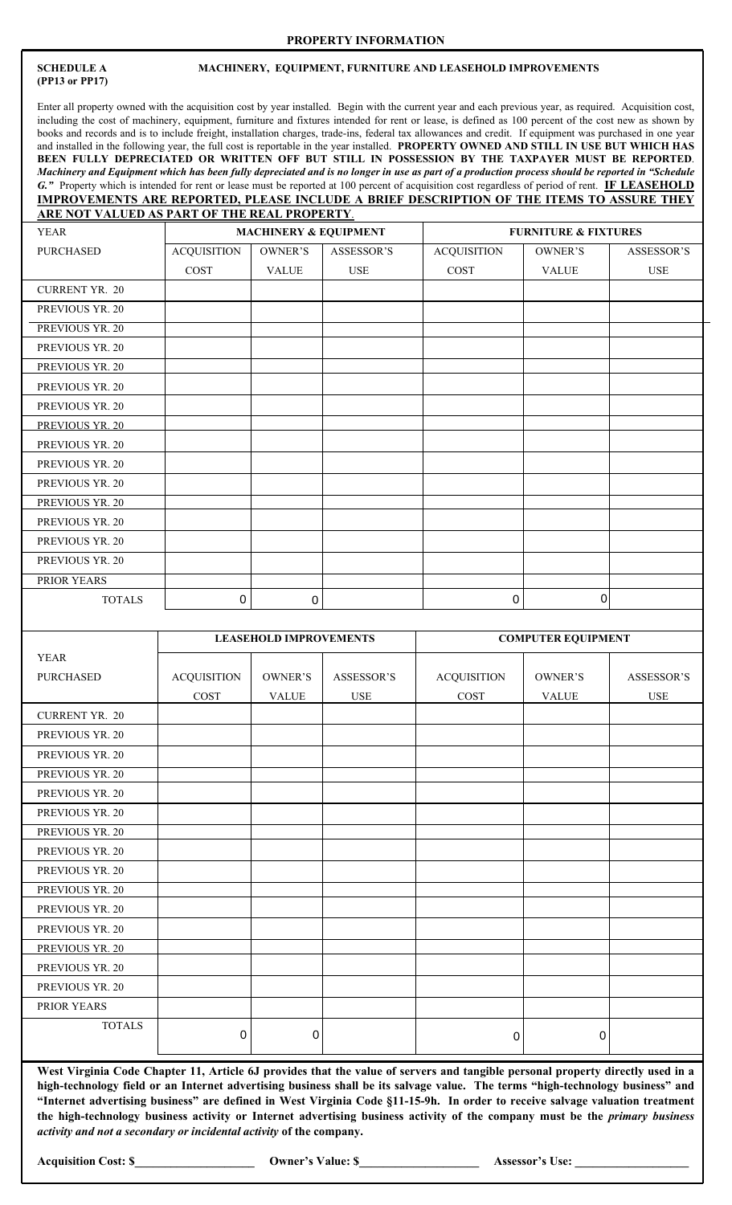## PROPERTY INFORMATION

**SCHEDULE A (PP13 or PP17)**

**MACHINERY, EQUIPMENT, FURNITURE AND LEASEHOLD IMPROVEMENTS**

Enter all property owned with the acquisition cost by year installed. Begin with the current year and each previous year, as required. Acquisition cost, including the cost of machinery, equipment, furniture and fixtures intended for rent or lease, is defined as 100 percent of the cost new as shown by books and records and is to include freight, installation charges, trade-ins, federal tax allowances and credit. If equipment was purchased in one year and installed in the following year, the full cost is reportable in the year installed. **PROPERTY OWNED AND STILL IN USE BUT WHICH HAS BEEN FULLY DEPRECIATED OR WRITTEN OFF BUT STILL IN POSSESSION BY THE TAXPAYER MUST BE REPORTED**. *Machinery and Equipment which has been fully depreciated and is no longer in use as part of a production process should be reported in "Schedule G."* Property which is intended for rent or lease must be reported at 100 percent of acquisition cost regardless of period of rent. **IF LEASEHOLD IMPROVEMENTS ARE REPORTED, PLEASE INCLUDE A BRIEF DESCRIPTION OF THE ITEMS TO ASSURE THEY ARE NOT VALUED AS PART OF THE REAL PROPERTY**.

| YEAR | MACHINERY & EQUIPMENT | | | FURNITURE & FIXTURES | | |
|---|---|---|---|---|---|---|
| PURCHASED | ACQUISITION COST | OWNER'S VALUE | ASSESSOR'S USE | ACQUISITION COST | OWNER'S VALUE | ASSESSOR'S USE |
| CURRENT YR. 20 | | | | | | |
| PREVIOUS YR. 20 | | | | | | |
| PREVIOUS YR. 20 | | | | | | |
| PREVIOUS YR. 20 | | | | | | |
| PREVIOUS YR. 20 | | | | | | |
| PREVIOUS YR. 20 | | | | | | |
| PREVIOUS YR. 20 | | | | | | |
| PREVIOUS YR. 20 | | | | | | |
| PREVIOUS YR. 20 | | | | | | |
| PREVIOUS YR. 20 | | | | | | |
| PREVIOUS YR. 20 | | | | | | |
| PREVIOUS YR. 20 | | | | | | |
| PREVIOUS YR. 20 | | | | | | |
| PREVIOUS YR. 20 | | | | | | |
| PREVIOUS YR. 20 | | | | | | |
| PRIOR YEARS | | | | | | |
| TOTALS | 0 | 0 | | 0 | 0 | |

| YEAR | LEASEHOLD IMPROVEMENTS | | | COMPUTER EQUIPMENT | | |
|---|---|---|---|---|---|---|
| PURCHASED | ACQUISITION COST | OWNER'S VALUE | ASSESSOR'S USE | ACQUISITION COST | OWNER'S VALUE | ASSESSOR'S USE |
| CURRENT YR. 20 | | | | | | |
| PREVIOUS YR. 20 | | | | | | |
| PREVIOUS YR. 20 | | | | | | |
| PREVIOUS YR. 20 | | | | | | |
| PREVIOUS YR. 20 | | | | | | |
| PREVIOUS YR. 20 | | | | | | |
| PREVIOUS YR. 20 | | | | | | |
| PREVIOUS YR. 20 | | | | | | |
| PREVIOUS YR. 20 | | | | | | |
| PREVIOUS YR. 20 | | | | | | |
| PREVIOUS YR. 20 | | | | | | |
| PREVIOUS YR. 20 | | | | | | |
| PREVIOUS YR. 20 | | | | | | |
| PREVIOUS YR. 20 | | | | | | |
| PREVIOUS YR. 20 | | | | | | |
| PRIOR YEARS | | | | | | |
| TOTALS | 0 | 0 | | 0 | 0 | |

**West Virginia Code Chapter 11, Article 6J provides that the value of servers and tangible personal property directly used in a high-technology field or an Internet advertising business shall be its salvage value. The terms "high-technology business" and "Internet advertising business" are defined in West Virginia Code §11-15-9h. In order to receive salvage valuation treatment the high-technology business activity or Internet advertising business activity of the company must be the *primary business activity and not a secondary or incidental activity* of the company.**

**Acquisition Cost: $\_\_\_\_\_\_\_\_\_\_\_\_\_\_\_\_\_\_\_\_ Owner's Value: $\_\_\_\_\_\_\_\_\_\_\_\_\_\_\_\_\_\_\_\_ Assessor's Use: \_\_\_\_\_\_\_\_\_\_\_\_\_\_\_\_\_\_\_\_**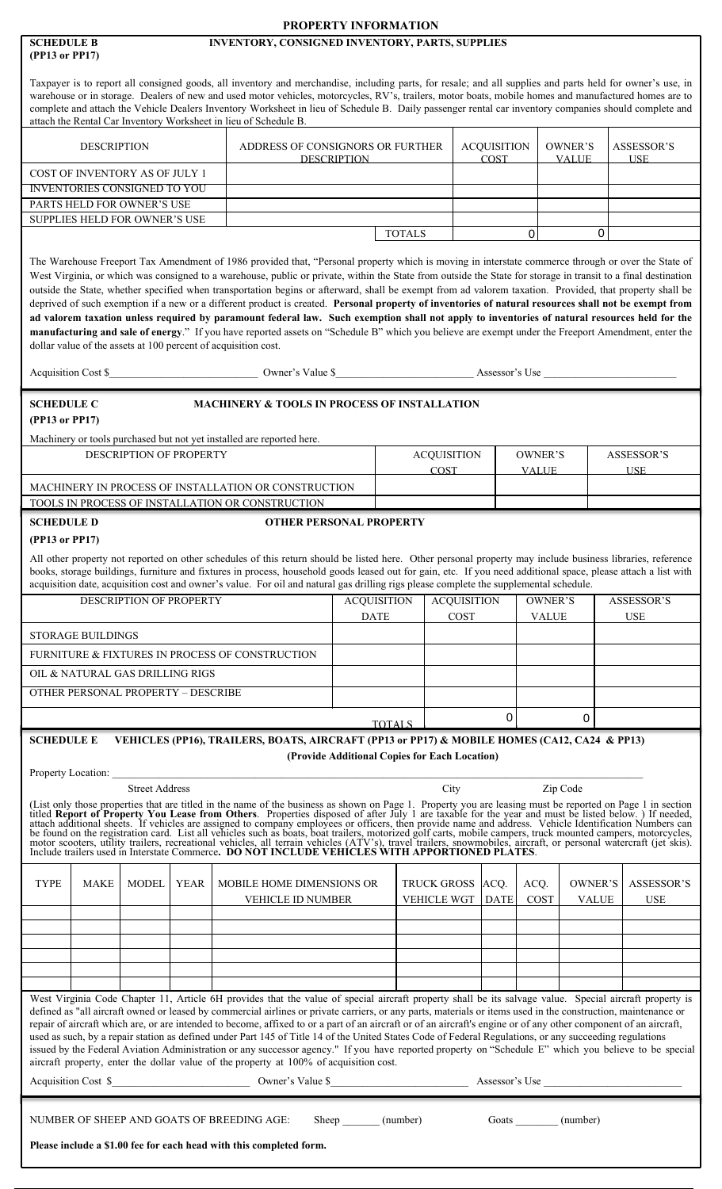# PROPERTY INFORMATION

## SCHEDULE B (PP13 or PP17) — INVENTORY, CONSIGNED INVENTORY, PARTS, SUPPLIES

Taxpayer is to report all consigned goods, all inventory and merchandise, including parts, for resale; and all supplies and parts held for owner's use, in warehouse or in storage. Dealers of new and used motor vehicles, motorcycles, RV's, trailers, motor boats, mobile homes and manufactured homes are to complete and attach the Vehicle Dealers Inventory Worksheet in lieu of Schedule B. Daily passenger rental car inventory companies should complete and attach the Rental Car Inventory Worksheet in lieu of Schedule B.

| DESCRIPTION | ADDRESS OF CONSIGNORS OR FURTHER DESCRIPTION | ACQUISITION COST | OWNER'S VALUE | ASSESSOR'S USE |
|---|---|---|---|---|
| COST OF INVENTORY AS OF JULY 1 | | | | |
| INVENTORIES CONSIGNED TO YOU | | | | |
| PARTS HELD FOR OWNER'S USE | | | | |
| SUPPLIES HELD FOR OWNER'S USE | | | | |
| | TOTALS | 0 | 0 | |

The Warehouse Freeport Tax Amendment of 1986 provided that, "Personal property which is moving in interstate commerce through or over the State of West Virginia, or which was consigned to a warehouse, public or private, within the State from outside the State for storage in transit to a final destination outside the State, whether specified when transportation begins or afterward, shall be exempt from ad valorem taxation. Provided, that property shall be deprived of such exemption if a new or a different product is created. **Personal property of inventories of natural resources shall not be exempt from ad valorem taxation unless required by paramount federal law. Such exemption shall not apply to inventories of natural resources held for the manufacturing and sale of energy**." If you have reported assets on "Schedule B" which you believe are exempt under the Freeport Amendment, enter the dollar value of the assets at 100 percent of acquisition cost.

Acquisition Cost $\_\_\_\_\_\_\_\_\_\_ Owner's Value $\_\_\_\_\_\_\_\_\_\_ Assessor's Use \_\_\_\_\_\_\_\_\_\_

## SCHEDULE C (PP13 or PP17) — MACHINERY & TOOLS IN PROCESS OF INSTALLATION

Machinery or tools purchased but not yet installed are reported here.

| DESCRIPTION OF PROPERTY | ACQUISITION COST | OWNER'S VALUE | ASSESSOR'S USE |
|---|---|---|---|
| MACHINERY IN PROCESS OF INSTALLATION OR CONSTRUCTION | | | |
| TOOLS IN PROCESS OF INSTALLATION OR CONSTRUCTION | | | |

## SCHEDULE D (PP13 or PP17) — OTHER PERSONAL PROPERTY

All other property not reported on other schedules of this return should be listed here. Other personal property may include business libraries, reference books, storage buildings, furniture and fixtures in process, household goods leased out for gain, etc. If you need additional space, please attach a list with acquisition date, acquisition cost and owner's value. For oil and natural gas drilling rigs please complete the supplemental schedule.

| DESCRIPTION OF PROPERTY | ACQUISITION DATE | ACQUISITION COST | OWNER'S VALUE | ASSESSOR'S USE |
|---|---|---|---|---|
| STORAGE BUILDINGS | | | | |
| FURNITURE & FIXTURES IN PROCESS OF CONSTRUCTION | | | | |
| OIL & NATURAL GAS DRILLING RIGS | | | | |
| OTHER PERSONAL PROPERTY – DESCRIBE | | | | |
| | TOTALS | 0 | 0 | |

## SCHEDULE E — VEHICLES (PP16), TRAILERS, BOATS, AIRCRAFT (PP13 or PP17) & MOBILE HOMES (CA12, CA24 & PP13)

**(Provide Additional Copies for Each Location)**

Property Location: \_\_\_\_\_\_\_\_\_\_\_\_\_\_\_\_\_\_\_\_
Street Address City Zip Code

(List only those properties that are titled in the name of the business as shown on Page 1. Property you are leasing must be reported on Page 1 in section titled **Report of Property You Lease from Others**. Properties disposed of after July 1 are taxable for the year and must be listed below. ) If needed, attach additional sheets. If vehicles are assigned to company employees or officers, then provide name and address. Vehicle Identification Numbers can be found on the registration card. List all vehicles such as boats, boat trailers, motorized golf carts, mobile campers, truck mounted campers, motorcycles, motor scooters, utility trailers, recreational vehicles, all terrain vehicles (ATV's), travel trailers, snowmobiles, aircraft, or personal watercraft (jet skis). Include trailers used in Interstate Commerce. **DO NOT INCLUDE VEHICLES WITH APPORTIONED PLATES**.

| TYPE | MAKE | MODEL | YEAR | MOBILE HOME DIMENSIONS OR VEHICLE ID NUMBER | TRUCK GROSS VEHICLE WGT | ACQ. DATE | ACQ. COST | OWNER'S VALUE | ASSESSOR'S USE |
|---|---|---|---|---|---|---|---|---|---|
| | | | | | | | | | |
| | | | | | | | | | |
| | | | | | | | | | |
| | | | | | | | | | |
| | | | | | | | | | |
| | | | | | | | | | |

West Virginia Code Chapter 11, Article 6H provides that the value of special aircraft property shall be its salvage value. Special aircraft property is defined as "all aircraft owned or leased by commercial airlines or private carriers, or any parts, materials or items used in the construction, maintenance or repair of aircraft which are, or are intended to become, affixed to or a part of an aircraft or of an aircraft's engine or of any other component of an aircraft, used as such, by a repair station as defined under Part 145 of Title 14 of the United States Code of Federal Regulations, or any succeeding regulations issued by the Federal Aviation Administration or any successor agency." If you have reported property on "Schedule E" which you believe to be special aircraft property, enter the dollar value of the property at 100% of acquisition cost.

Acquisition Cost $\_\_\_\_\_\_\_\_\_\_ Owner's Value $\_\_\_\_\_\_\_\_\_\_ Assessor's Use \_\_\_\_\_\_\_\_\_\_

NUMBER OF SHEEP AND GOATS OF BREEDING AGE: Sheep \_\_\_\_\_\_ (number) Goats \_\_\_\_\_\_ (number)

**Please include a $1.00 fee for each head with this completed form.**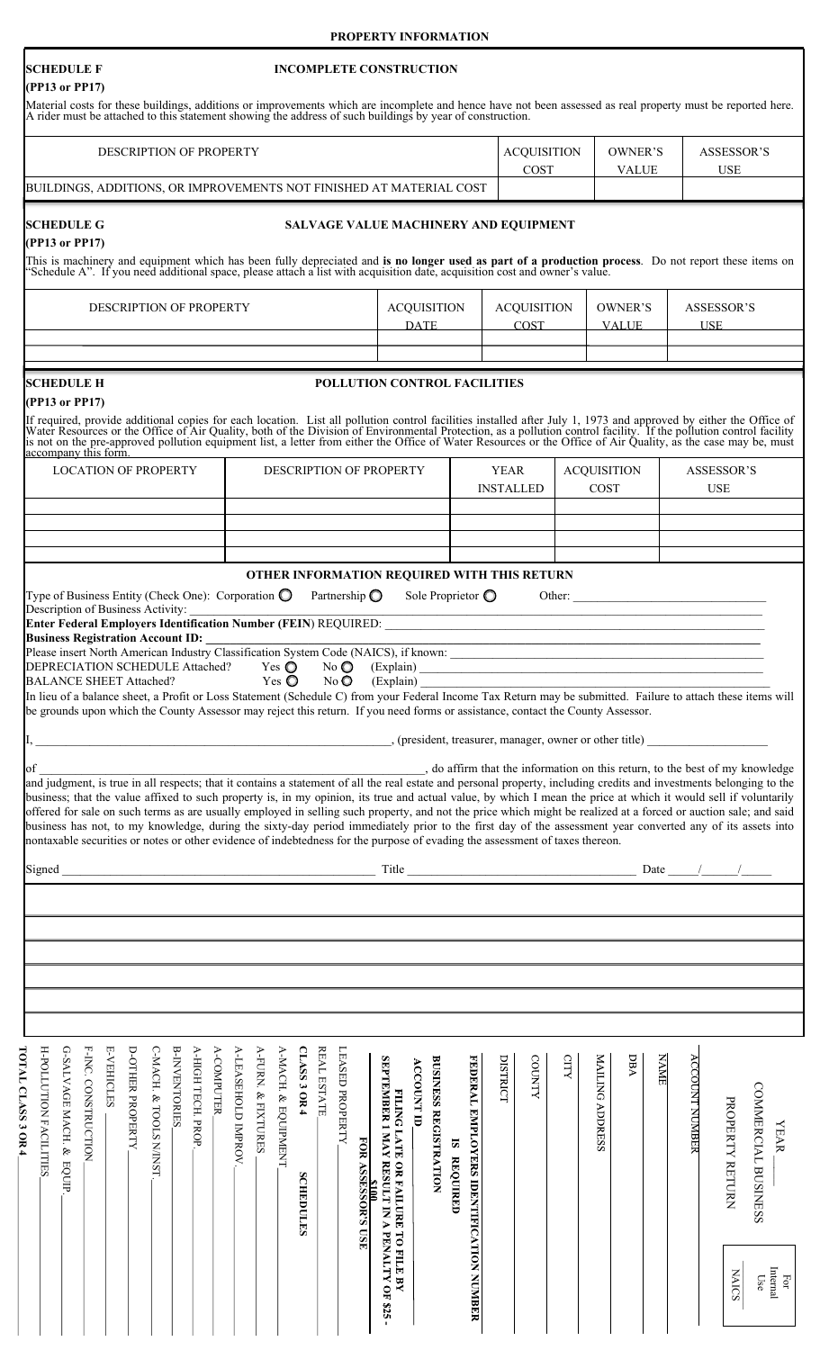## PROPERTY INFORMATION

### SCHEDULE F — INCOMPLETE CONSTRUCTION
**(PP13 or PP17)**

Material costs for these buildings, additions or improvements which are incomplete and hence have not been assessed as real property must be reported here. A rider must be attached to this statement showing the address of such buildings by year of construction.

| DESCRIPTION OF PROPERTY | ACQUISITION COST | OWNER'S VALUE | ASSESSOR'S USE |
|---|---|---|---|
| BUILDINGS, ADDITIONS, OR IMPROVEMENTS NOT FINISHED AT MATERIAL COST | | | |

### SCHEDULE G — SALVAGE VALUE MACHINERY AND EQUIPMENT
**(PP13 or PP17)**

This is machinery and equipment which has been fully depreciated and **is no longer used as part of a production process**. Do not report these items on "Schedule A". If you need additional space, please attach a list with acquisition date, acquisition cost and owner's value.

| DESCRIPTION OF PROPERTY | ACQUISITION DATE | ACQUISITION COST | OWNER'S VALUE | ASSESSOR'S USE |
|---|---|---|---|---|
| | | | | |
| | | | | |

### SCHEDULE H — POLLUTION CONTROL FACILITIES
**(PP13 or PP17)**

If required, provide additional copies for each location. List all pollution control facilities installed after July 1, 1973 and approved by either the Office of Water Resources or the Office of Air Quality, both of the Division of Environmental Protection, as a pollution control facility. If the pollution control facility is not on the pre-approved pollution equipment list, a letter from either the Office of Water Resources or the Office of Air Quality, as the case may be, must accompany this form.

| LOCATION OF PROPERTY | DESCRIPTION OF PROPERTY | YEAR INSTALLED | ACQUISITION COST | ASSESSOR'S USE |
|---|---|---|---|---|
| | | | | |
| | | | | |
| | | | | |
| | | | | |
| | | | | |

### OTHER INFORMATION REQUIRED WITH THIS RETURN

Type of Business Entity (Check One): Corporation ○ Partnership ○ Sole Proprietor ○ Other: ______

Description of Business Activity: ______

**Enter Federal Employers Identification Number (FEIN)** REQUIRED: ______

**Business Registration Account ID:** ______

Please insert North American Industry Classification System Code (NAICS), if known: ______

DEPRECIATION SCHEDULE Attached? Yes ○ No ○ (Explain) ______

BALANCE SHEET Attached? Yes ○ No ○ (Explain) ______

In lieu of a balance sheet, a Profit or Loss Statement (Schedule C) from your Federal Income Tax Return may be submitted. Failure to attach these items will be grounds upon which the County Assessor may reject this return. If you need forms or assistance, contact the County Assessor.

I, ______, (president, treasurer, manager, owner or other title) ______

of ______, do affirm that the information on this return, to the best of my knowledge and judgment, is true in all respects; that it contains a statement of all the real estate and personal property, including credits and investments belonging to the business; that the value affixed to such property is, in my opinion, its true and actual value, by which I mean the price at which it would sell if voluntarily offered for sale on such terms as are usually employed in selling such property, and not the price which might be realized at a forced or auction sale; and said business has not, to my knowledge, during the sixty-day period immediately prior to the first day of the assessment year converted any of its assets into nontaxable securities or notes or other evidence of indebtedness for the purpose of evading the assessment of taxes thereon.

Signed ______ Title ______ Date ___/___/___

---

YEAR ____

COMMERCIAL BUSINESS PROPERTY RETURN

For Internal Use — NAICS ____

ACCOUNT NUMBER ______

NAME ______

DBA ______

MAILING ADDRESS ______

CITY ______

COUNTY ______

DISTRICT ______

**FEDERAL EMPLOYERS IDENTIFICATION NUMBER IS REQUIRED**

**BUSINESS REGISTRATION ACCOUNT ID** ______

**FILING LATE OR FAILURE TO FILE BY SEPTEMBER 1 MAY RESULT IN A PENALTY OF $25 - $100**

**FOR ASSESSOR'S USE**

LEASED PROPERTY ______

REAL ESTATE ______

**CLASS 3 OR 4 SCHEDULES**

A-MACH. & EQUIPMENT ______

A-FURN. & FIXTURES ______

A-LEASEHOLD IMPROV. ______

A-COMPUTER ______

A-HIGH TECH. PROP. ______

B-INVENTORIES ______

C-MACH. & TOOLS N/INST. ______

D-OTHER PROPERTY ______

E-VEHICLES ______

F-INC. CONSTRUCTION ______

G-SALVAGE MACH. & EQUIP. ______

H-POLLUTION FACILITIES ______

**TOTAL CLASS 3 OR 4** ______